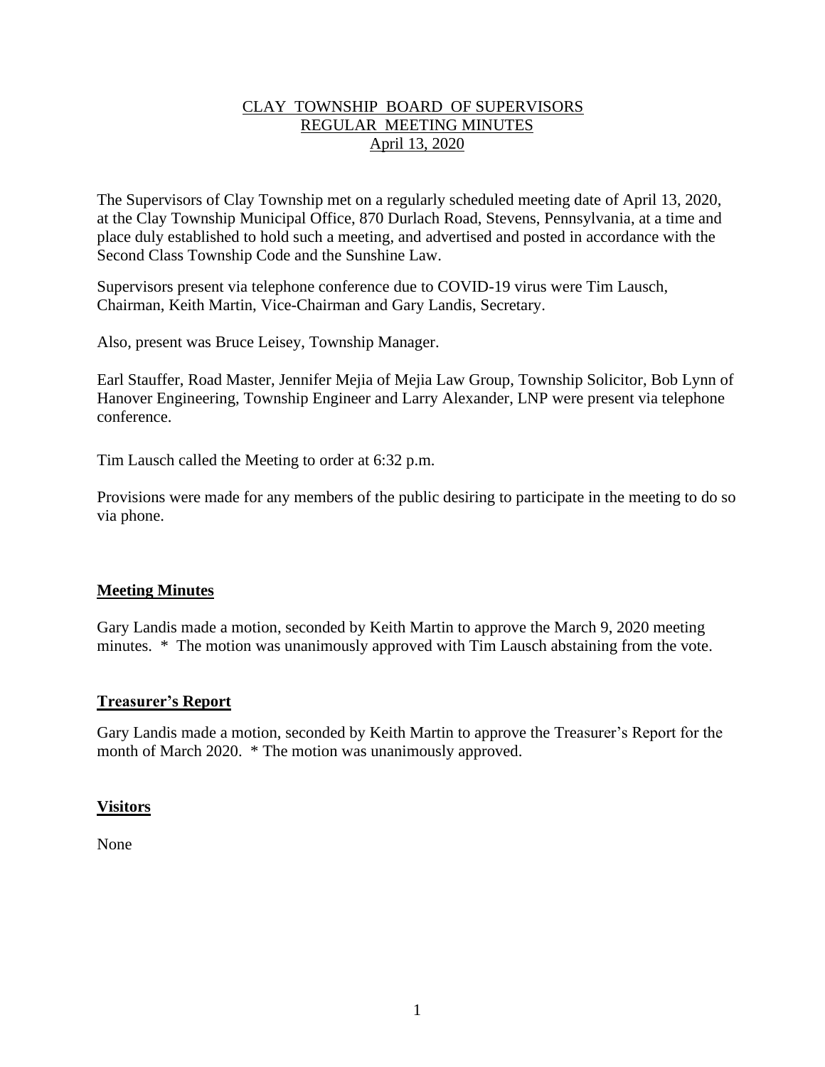<u>CLAY TOWNSHIP BOARD OF SUPERVISORS</u>
<u>REGULAR MEETING MINUTES</u>
<u>April 13, 2020</u>

The Supervisors of Clay Township met on a regularly scheduled meeting date of April 13, 2020, at the Clay Township Municipal Office, 870 Durlach Road, Stevens, Pennsylvania, at a time and place duly established to hold such a meeting, and advertised and posted in accordance with the Second Class Township Code and the Sunshine Law.

Supervisors present via telephone conference due to COVID-19 virus were Tim Lausch, Chairman, Keith Martin, Vice-Chairman and Gary Landis, Secretary.

Also, present was Bruce Leisey, Township Manager.

Earl Stauffer, Road Master, Jennifer Mejia of Mejia Law Group, Township Solicitor, Bob Lynn of Hanover Engineering, Township Engineer and Larry Alexander, LNP were present via telephone conference.

Tim Lausch called the Meeting to order at 6:32 p.m.

Provisions were made for any members of the public desiring to participate in the meeting to do so via phone.

## Meeting Minutes

Gary Landis made a motion, seconded by Keith Martin to approve the March 9, 2020 meeting minutes. * The motion was unanimously approved with Tim Lausch abstaining from the vote.

## Treasurer's Report

Gary Landis made a motion, seconded by Keith Martin to approve the Treasurer's Report for the month of March 2020. * The motion was unanimously approved.

## Visitors

None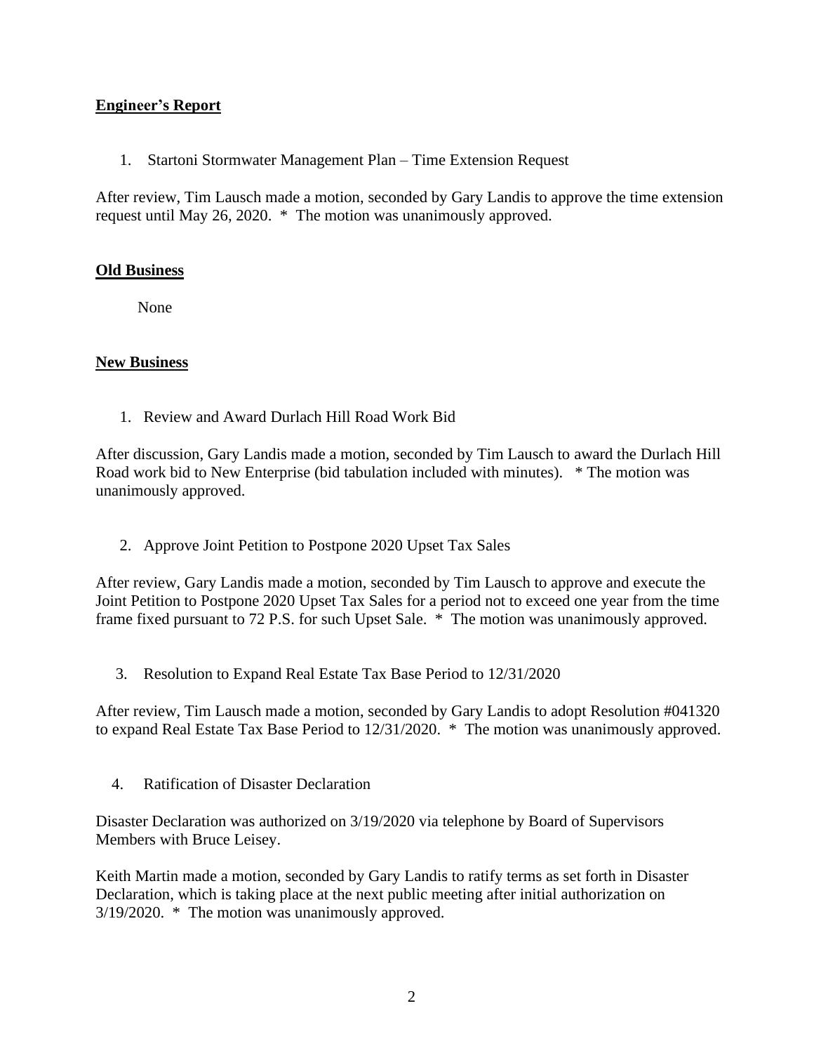**Engineer's Report**

1. Startoni Stormwater Management Plan – Time Extension Request

After review, Tim Lausch made a motion, seconded by Gary Landis to approve the time extension request until May 26, 2020. * The motion was unanimously approved.

**Old Business**

None

**New Business**

1. Review and Award Durlach Hill Road Work Bid

After discussion, Gary Landis made a motion, seconded by Tim Lausch to award the Durlach Hill Road work bid to New Enterprise (bid tabulation included with minutes). * The motion was unanimously approved.

2. Approve Joint Petition to Postpone 2020 Upset Tax Sales

After review, Gary Landis made a motion, seconded by Tim Lausch to approve and execute the Joint Petition to Postpone 2020 Upset Tax Sales for a period not to exceed one year from the time frame fixed pursuant to 72 P.S. for such Upset Sale. * The motion was unanimously approved.

3. Resolution to Expand Real Estate Tax Base Period to 12/31/2020

After review, Tim Lausch made a motion, seconded by Gary Landis to adopt Resolution #041320 to expand Real Estate Tax Base Period to 12/31/2020. * The motion was unanimously approved.

4. Ratification of Disaster Declaration

Disaster Declaration was authorized on 3/19/2020 via telephone by Board of Supervisors Members with Bruce Leisey.

Keith Martin made a motion, seconded by Gary Landis to ratify terms as set forth in Disaster Declaration, which is taking place at the next public meeting after initial authorization on 3/19/2020. * The motion was unanimously approved.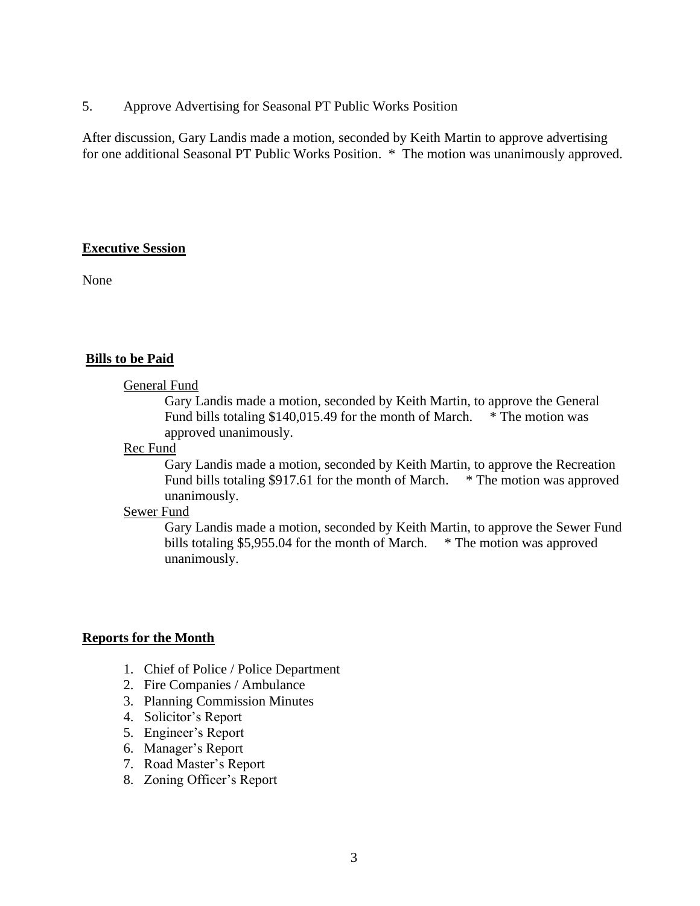5. Approve Advertising for Seasonal PT Public Works Position

After discussion, Gary Landis made a motion, seconded by Keith Martin to approve advertising for one additional Seasonal PT Public Works Position. * The motion was unanimously approved.

## **Executive Session**

None

## **Bills to be Paid**

General Fund

Gary Landis made a motion, seconded by Keith Martin, to approve the General Fund bills totaling $140,015.49 for the month of March. * The motion was approved unanimously.

Rec Fund

Gary Landis made a motion, seconded by Keith Martin, to approve the Recreation Fund bills totaling $917.61 for the month of March. * The motion was approved unanimously.

Sewer Fund

Gary Landis made a motion, seconded by Keith Martin, to approve the Sewer Fund bills totaling $5,955.04 for the month of March. * The motion was approved unanimously.

## **Reports for the Month**

1. Chief of Police / Police Department
2. Fire Companies / Ambulance
3. Planning Commission Minutes
4. Solicitor's Report
5. Engineer's Report
6. Manager's Report
7. Road Master's Report
8. Zoning Officer's Report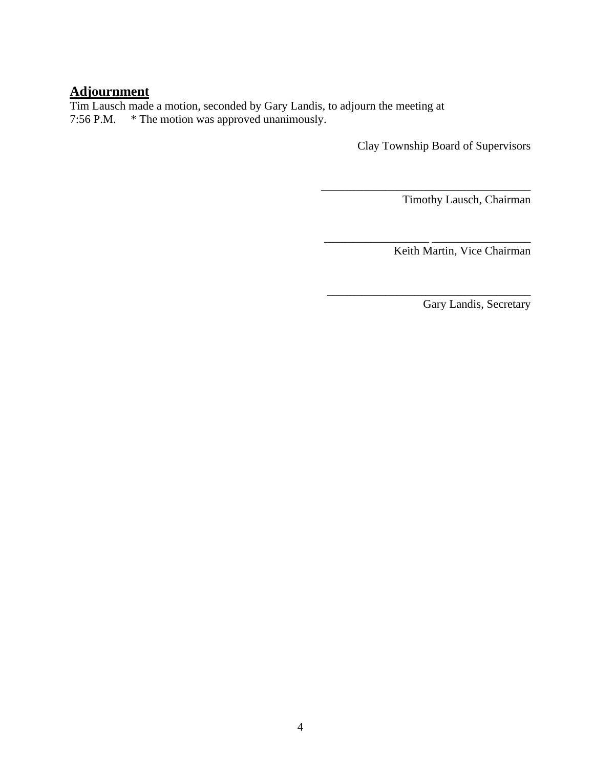## Adjournment

Tim Lausch made a motion, seconded by Gary Landis, to adjourn the meeting at 7:56 P.M. * The motion was approved unanimously.

Clay Township Board of Supervisors

_____________________________________
Timothy Lausch, Chairman

__________________ ________________
Keith Martin, Vice Chairman

____________________________________
Gary Landis, Secretary